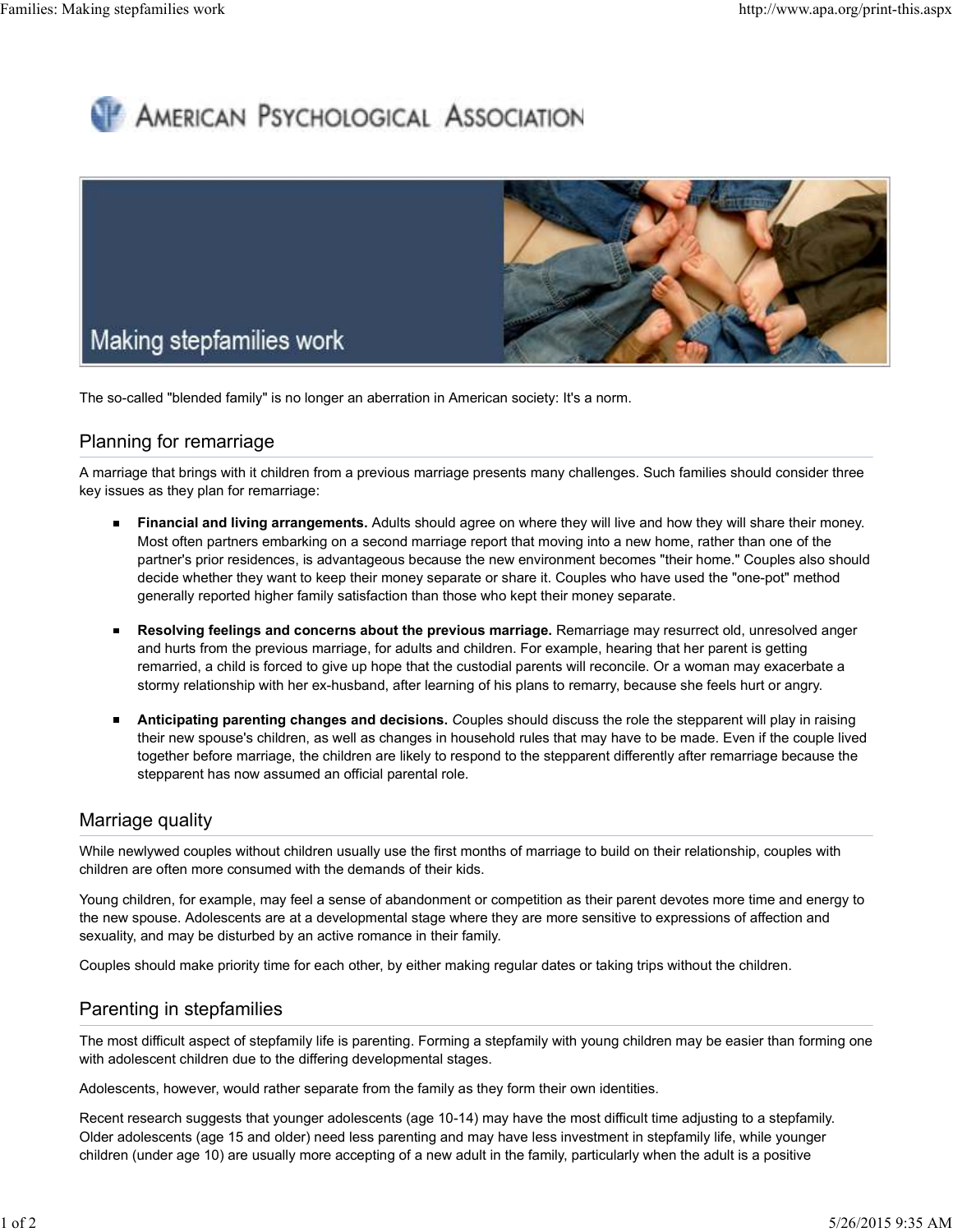AMERICAN PSYCHOLOGICAL ASSOCIATION

# Making stepfamilies work

The so-called "blended family" is no longer an aberration in American society: It's a norm.

## Planning for remarriage

A marriage that brings with it children from a previous marriage presents many challenges. Such families should consider three key issues as they plan for remarriage:

- **Financial and living arrangements.** Adults should agree on where they will live and how they will share their money. Most often partners embarking on a second marriage report that moving into a new home, rather than one of the partner's prior residences, is advantageous because the new environment becomes "their home." Couples also should decide whether they want to keep their money separate or share it. Couples who have used the "one-pot" method generally reported higher family satisfaction than those who kept their money separate.

- **Resolving feelings and concerns about the previous marriage.** Remarriage may resurrect old, unresolved anger and hurts from the previous marriage, for adults and children. For example, hearing that her parent is getting remarried, a child is forced to give up hope that the custodial parents will reconcile. Or a woman may exacerbate a stormy relationship with her ex-husband, after learning of his plans to remarry, because she feels hurt or angry.

- **Anticipating parenting changes and decisions.** *C*ouples should discuss the role the stepparent will play in raising their new spouse's children, as well as changes in household rules that may have to be made. Even if the couple lived together before marriage, the children are likely to respond to the stepparent differently after remarriage because the stepparent has now assumed an official parental role.

## Marriage quality

While newlywed couples without children usually use the first months of marriage to build on their relationship, couples with children are often more consumed with the demands of their kids.

Young children, for example, may feel a sense of abandonment or competition as their parent devotes more time and energy to the new spouse. Adolescents are at a developmental stage where they are more sensitive to expressions of affection and sexuality, and may be disturbed by an active romance in their family.

Couples should make priority time for each other, by either making regular dates or taking trips without the children.

## Parenting in stepfamilies

The most difficult aspect of stepfamily life is parenting. Forming a stepfamily with young children may be easier than forming one with adolescent children due to the differing developmental stages.

Adolescents, however, would rather separate from the family as they form their own identities.

Recent research suggests that younger adolescents (age 10-14) may have the most difficult time adjusting to a stepfamily. Older adolescents (age 15 and older) need less parenting and may have less investment in stepfamily life, while younger children (under age 10) are usually more accepting of a new adult in the family, particularly when the adult is a positive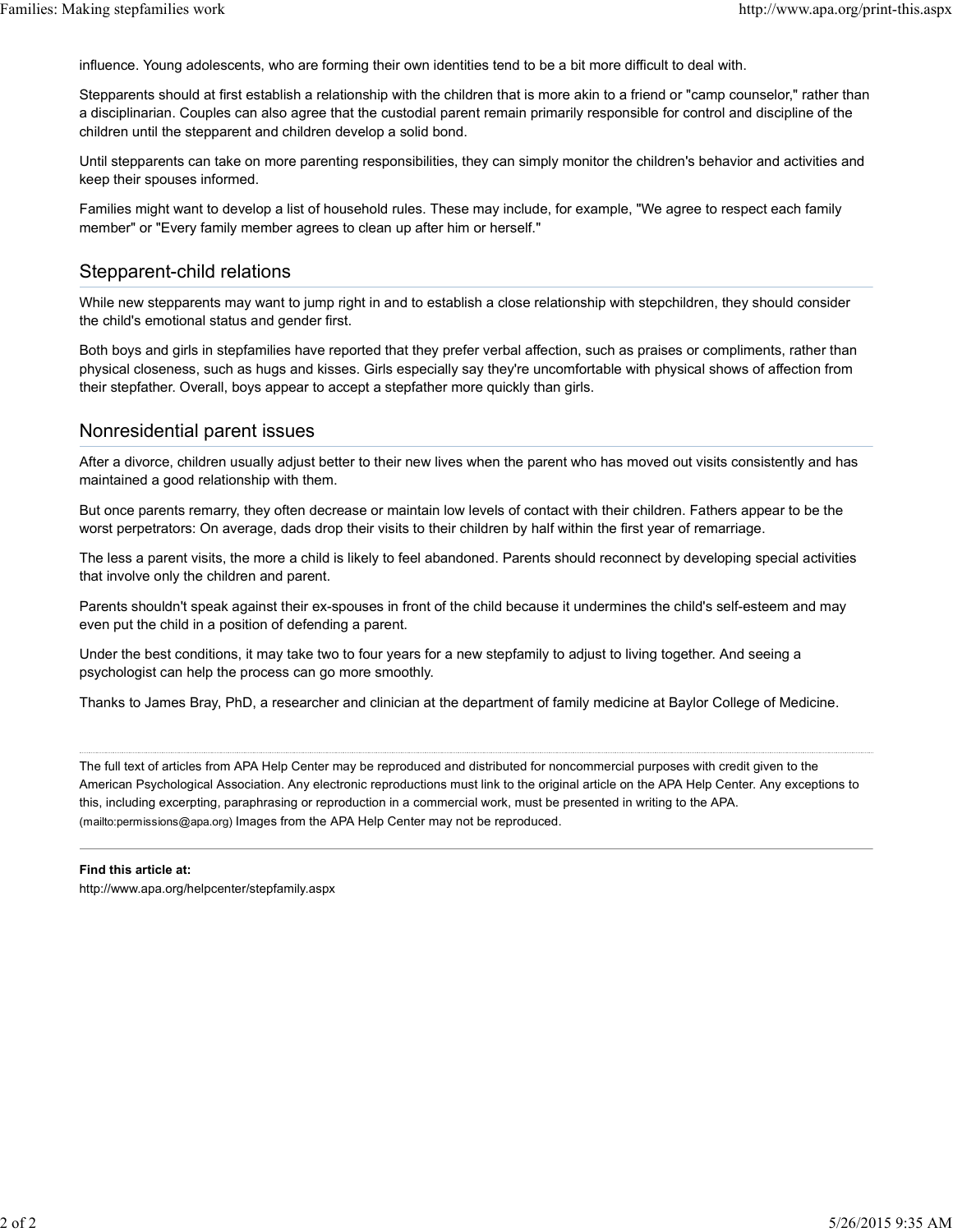influence. Young adolescents, who are forming their own identities tend to be a bit more difficult to deal with.

Stepparents should at first establish a relationship with the children that is more akin to a friend or "camp counselor," rather than a disciplinarian. Couples can also agree that the custodial parent remain primarily responsible for control and discipline of the children until the stepparent and children develop a solid bond.

Until stepparents can take on more parenting responsibilities, they can simply monitor the children's behavior and activities and keep their spouses informed.

Families might want to develop a list of household rules. These may include, for example, "We agree to respect each family member" or "Every family member agrees to clean up after him or herself."

## Stepparent-child relations

While new stepparents may want to jump right in and to establish a close relationship with stepchildren, they should consider the child's emotional status and gender first.

Both boys and girls in stepfamilies have reported that they prefer verbal affection, such as praises or compliments, rather than physical closeness, such as hugs and kisses. Girls especially say they're uncomfortable with physical shows of affection from their stepfather. Overall, boys appear to accept a stepfather more quickly than girls.

## Nonresidential parent issues

After a divorce, children usually adjust better to their new lives when the parent who has moved out visits consistently and has maintained a good relationship with them.

But once parents remarry, they often decrease or maintain low levels of contact with their children. Fathers appear to be the worst perpetrators: On average, dads drop their visits to their children by half within the first year of remarriage.

The less a parent visits, the more a child is likely to feel abandoned. Parents should reconnect by developing special activities that involve only the children and parent.

Parents shouldn't speak against their ex-spouses in front of the child because it undermines the child's self-esteem and may even put the child in a position of defending a parent.

Under the best conditions, it may take two to four years for a new stepfamily to adjust to living together. And seeing a psychologist can help the process can go more smoothly.

Thanks to James Bray, PhD, a researcher and clinician at the department of family medicine at Baylor College of Medicine.

---

The full text of articles from APA Help Center may be reproduced and distributed for noncommercial purposes with credit given to the American Psychological Association. Any electronic reproductions must link to the original article on the APA Help Center. Any exceptions to this, including excerpting, paraphrasing or reproduction in a commercial work, must be presented in writing to the APA. (mailto:permissions@apa.org) Images from the APA Help Center may not be reproduced.

---

**Find this article at:**
http://www.apa.org/helpcenter/stepfamily.aspx